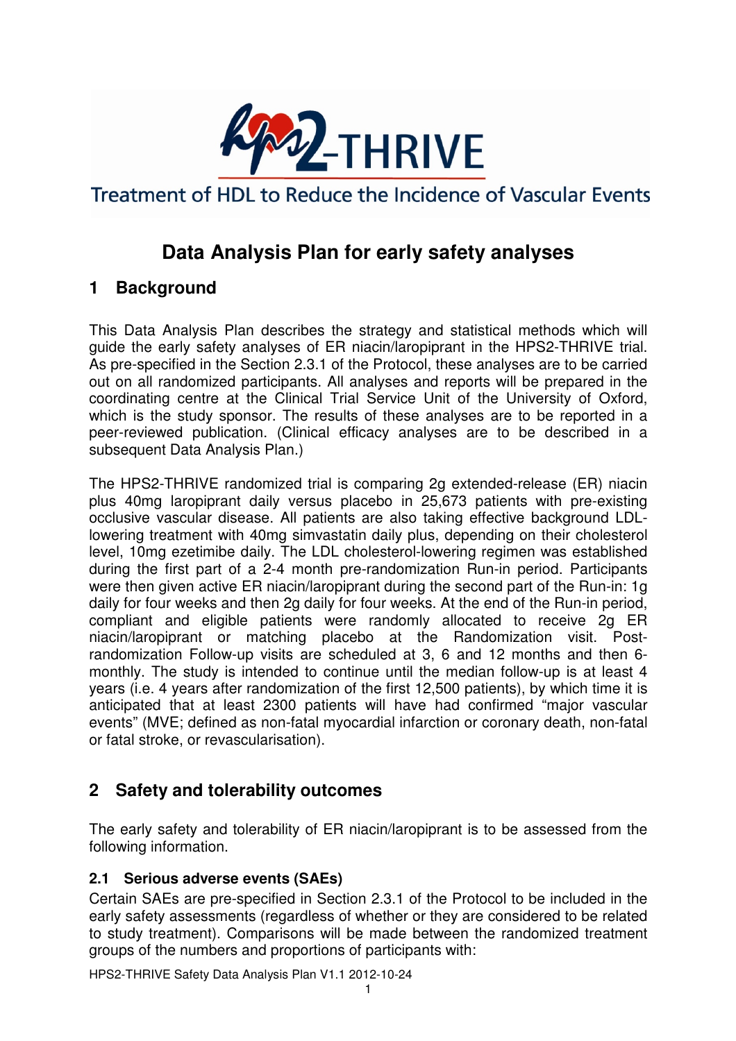# HPS2-THRIVE

Treatment of HDL to Reduce the Incidence of Vascular Events

# Data Analysis Plan for early safety analyses

## 1 Background

This Data Analysis Plan describes the strategy and statistical methods which will guide the early safety analyses of ER niacin/laropiprant in the HPS2-THRIVE trial. As pre-specified in the Section 2.3.1 of the Protocol, these analyses are to be carried out on all randomized participants. All analyses and reports will be prepared in the coordinating centre at the Clinical Trial Service Unit of the University of Oxford, which is the study sponsor. The results of these analyses are to be reported in a peer-reviewed publication. (Clinical efficacy analyses are to be described in a subsequent Data Analysis Plan.)

The HPS2-THRIVE randomized trial is comparing 2g extended-release (ER) niacin plus 40mg laropiprant daily versus placebo in 25,673 patients with pre-existing occlusive vascular disease. All patients are also taking effective background LDL-lowering treatment with 40mg simvastatin daily plus, depending on their cholesterol level, 10mg ezetimibe daily. The LDL cholesterol-lowering regimen was established during the first part of a 2-4 month pre-randomization Run-in period. Participants were then given active ER niacin/laropiprant during the second part of the Run-in: 1g daily for four weeks and then 2g daily for four weeks. At the end of the Run-in period, compliant and eligible patients were randomly allocated to receive 2g ER niacin/laropiprant or matching placebo at the Randomization visit. Post-randomization Follow-up visits are scheduled at 3, 6 and 12 months and then 6-monthly. The study is intended to continue until the median follow-up is at least 4 years (i.e. 4 years after randomization of the first 12,500 patients), by which time it is anticipated that at least 2300 patients will have had confirmed "major vascular events" (MVE; defined as non-fatal myocardial infarction or coronary death, non-fatal or fatal stroke, or revascularisation).

## 2 Safety and tolerability outcomes

The early safety and tolerability of ER niacin/laropiprant is to be assessed from the following information.

### 2.1 Serious adverse events (SAEs)

Certain SAEs are pre-specified in Section 2.3.1 of the Protocol to be included in the early safety assessments (regardless of whether or they are considered to be related to study treatment). Comparisons will be made between the randomized treatment groups of the numbers and proportions of participants with: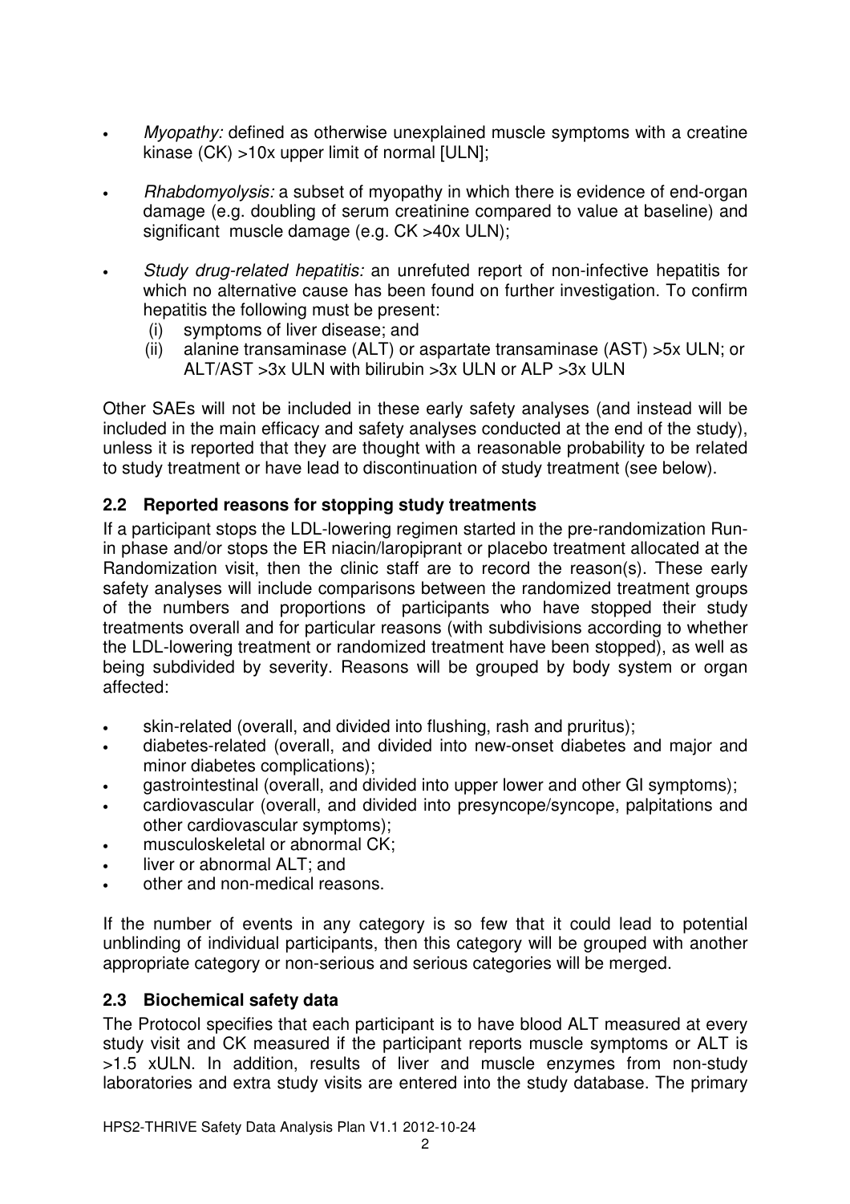- *Myopathy:* defined as otherwise unexplained muscle symptoms with a creatine kinase (CK) >10x upper limit of normal [ULN];
- *Rhabdomyolysis:* a subset of myopathy in which there is evidence of end-organ damage (e.g. doubling of serum creatinine compared to value at baseline) and significant muscle damage (e.g. CK >40x ULN);
- *Study drug-related hepatitis:* an unrefuted report of non-infective hepatitis for which no alternative cause has been found on further investigation. To confirm hepatitis the following must be present:
  (i) symptoms of liver disease; and
  (ii) alanine transaminase (ALT) or aspartate transaminase (AST) >5x ULN; or ALT/AST >3x ULN with bilirubin >3x ULN or ALP >3x ULN

Other SAEs will not be included in these early safety analyses (and instead will be included in the main efficacy and safety analyses conducted at the end of the study), unless it is reported that they are thought with a reasonable probability to be related to study treatment or have lead to discontinuation of study treatment (see below).

### 2.2 Reported reasons for stopping study treatments

If a participant stops the LDL-lowering regimen started in the pre-randomization Run-in phase and/or stops the ER niacin/laropiprant or placebo treatment allocated at the Randomization visit, then the clinic staff are to record the reason(s). These early safety analyses will include comparisons between the randomized treatment groups of the numbers and proportions of participants who have stopped their study treatments overall and for particular reasons (with subdivisions according to whether the LDL-lowering treatment or randomized treatment have been stopped), as well as being subdivided by severity. Reasons will be grouped by body system or organ affected:

- skin-related (overall, and divided into flushing, rash and pruritus);
- diabetes-related (overall, and divided into new-onset diabetes and major and minor diabetes complications);
- gastrointestinal (overall, and divided into upper lower and other GI symptoms);
- cardiovascular (overall, and divided into presyncope/syncope, palpitations and other cardiovascular symptoms);
- musculoskeletal or abnormal CK;
- liver or abnormal ALT; and
- other and non-medical reasons.

If the number of events in any category is so few that it could lead to potential unblinding of individual participants, then this category will be grouped with another appropriate category or non-serious and serious categories will be merged.

### 2.3 Biochemical safety data

The Protocol specifies that each participant is to have blood ALT measured at every study visit and CK measured if the participant reports muscle symptoms or ALT is >1.5 xULN. In addition, results of liver and muscle enzymes from non-study laboratories and extra study visits are entered into the study database. The primary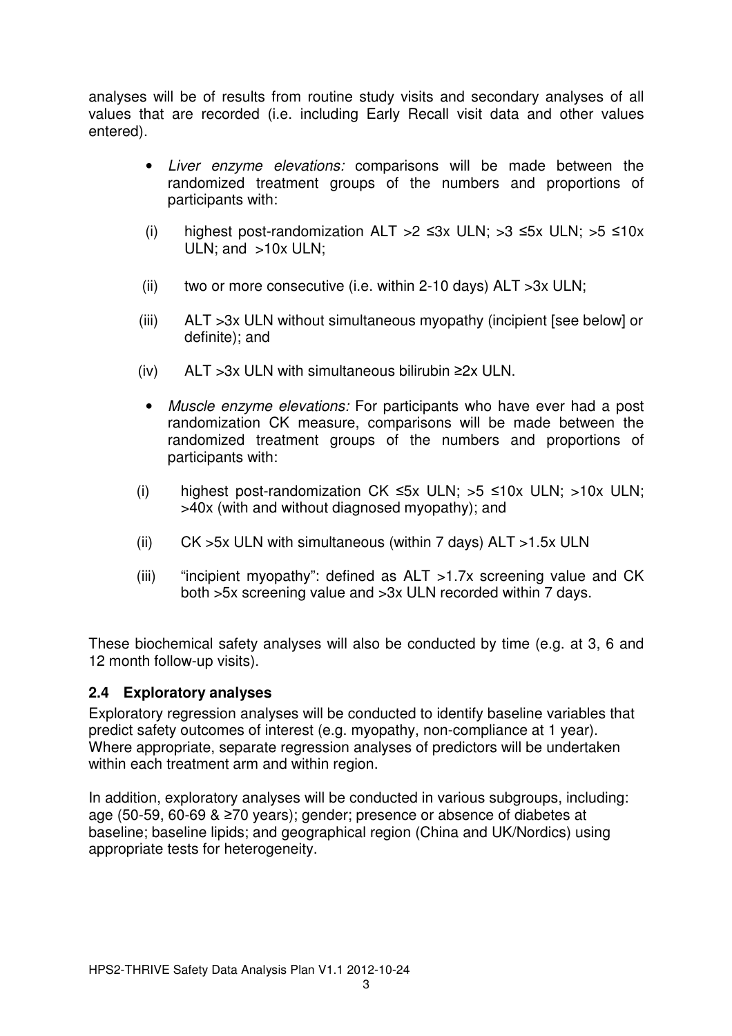analyses will be of results from routine study visits and secondary analyses of all values that are recorded (i.e. including Early Recall visit data and other values entered).

- *Liver enzyme elevations:* comparisons will be made between the randomized treatment groups of the numbers and proportions of participants with:

  (i) highest post-randomization ALT >2 ≤3x ULN; >3 ≤5x ULN; >5 ≤10x ULN; and >10x ULN;

  (ii) two or more consecutive (i.e. within 2-10 days) ALT >3x ULN;

  (iii) ALT >3x ULN without simultaneous myopathy (incipient [see below] or definite); and

  (iv) ALT >3x ULN with simultaneous bilirubin ≥2x ULN.

- *Muscle enzyme elevations:* For participants who have ever had a post randomization CK measure, comparisons will be made between the randomized treatment groups of the numbers and proportions of participants with:

  (i) highest post-randomization CK ≤5x ULN; >5 ≤10x ULN; >10x ULN; >40x (with and without diagnosed myopathy); and

  (ii) CK >5x ULN with simultaneous (within 7 days) ALT >1.5x ULN

  (iii) "incipient myopathy": defined as ALT >1.7x screening value and CK both >5x screening value and >3x ULN recorded within 7 days.

These biochemical safety analyses will also be conducted by time (e.g. at 3, 6 and 12 month follow-up visits).

### 2.4 Exploratory analyses

Exploratory regression analyses will be conducted to identify baseline variables that predict safety outcomes of interest (e.g. myopathy, non-compliance at 1 year). Where appropriate, separate regression analyses of predictors will be undertaken within each treatment arm and within region.

In addition, exploratory analyses will be conducted in various subgroups, including: age (50-59, 60-69 & ≥70 years); gender; presence or absence of diabetes at baseline; baseline lipids; and geographical region (China and UK/Nordics) using appropriate tests for heterogeneity.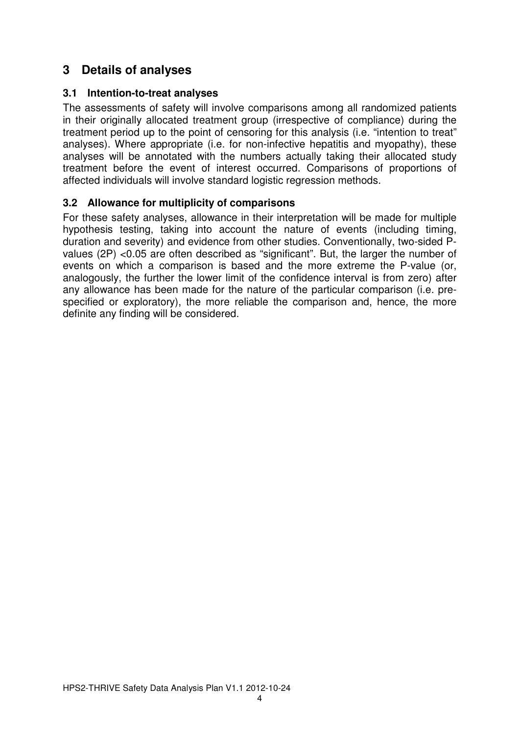# 3 Details of analyses

## 3.1 Intention-to-treat analyses

The assessments of safety will involve comparisons among all randomized patients in their originally allocated treatment group (irrespective of compliance) during the treatment period up to the point of censoring for this analysis (i.e. "intention to treat" analyses). Where appropriate (i.e. for non-infective hepatitis and myopathy), these analyses will be annotated with the numbers actually taking their allocated study treatment before the event of interest occurred. Comparisons of proportions of affected individuals will involve standard logistic regression methods.

## 3.2 Allowance for multiplicity of comparisons

For these safety analyses, allowance in their interpretation will be made for multiple hypothesis testing, taking into account the nature of events (including timing, duration and severity) and evidence from other studies. Conventionally, two-sided P-values (2P) <0.05 are often described as "significant". But, the larger the number of events on which a comparison is based and the more extreme the P-value (or, analogously, the further the lower limit of the confidence interval is from zero) after any allowance has been made for the nature of the particular comparison (i.e. pre-specified or exploratory), the more reliable the comparison and, hence, the more definite any finding will be considered.